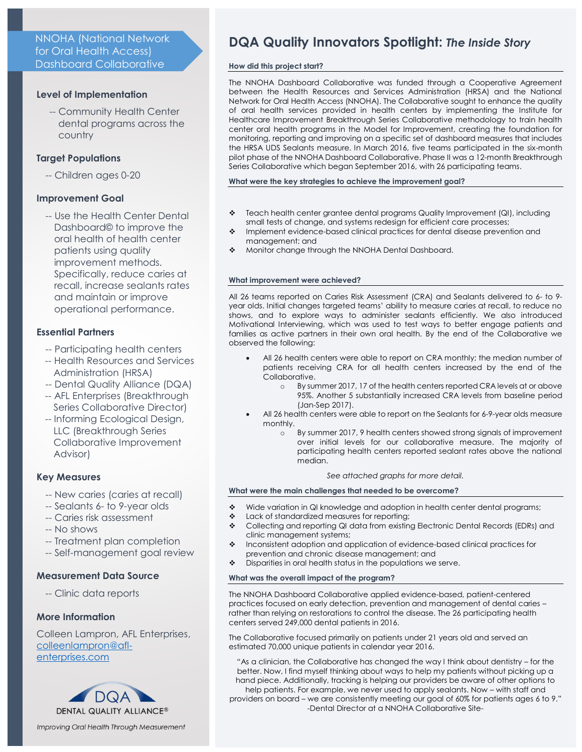NNOHA (National Network for Oral Health Access) Dashboard Collaborative

### Level of Implementation

-- Community Health Center dental programs across the country

### Target Populations

-- Children ages 0-20

### Improvement Goal

-- Use the Health Center Dental Dashboard© to improve the oral health of health center patients using quality improvement methods. Specifically, reduce caries at recall, increase sealants rates and maintain or improve operational performance.

### Essential Partners

-- Participating health centers
-- Health Resources and Services Administration (HRSA)
-- Dental Quality Alliance (DQA)
-- AFL Enterprises (Breakthrough Series Collaborative Director)
-- Informing Ecological Design, LLC (Breakthrough Series Collaborative Improvement Advisor)

### Key Measures

-- New caries (caries at recall)
-- Sealants 6- to 9-year olds
-- Caries risk assessment
-- No shows
-- Treatment plan completion
-- Self-management goal review

### Measurement Data Source

-- Clinic data reports

### More Information

Colleen Lampron, AFL Enterprises, colleenlampron@afl-enterprises.com

DQA
DENTAL QUALITY ALLIANCE®
*Improving Oral Health Through Measurement*

# DQA Quality Innovators Spotlight: *The Inside Story*

#### How did this project start?

The NNOHA Dashboard Collaborative was funded through a Cooperative Agreement between the Health Resources and Services Administration (HRSA) and the National Network for Oral Health Access (NNOHA). The Collaborative sought to enhance the quality of oral health services provided in health centers by implementing the Institute for Healthcare Improvement Breakthrough Series Collaborative methodology to train health center oral health programs in the Model for Improvement, creating the foundation for monitoring, reporting and improving on a specific set of dashboard measures that includes the HRSA UDS Sealants measure. In March 2016, five teams participated in the six-month pilot phase of the NNOHA Dashboard Collaborative. Phase II was a 12-month Breakthrough Series Collaborative which began September 2016, with 26 participating teams.

#### What were the key strategies to achieve the improvement goal?

- Teach health center grantee dental programs Quality Improvement (QI), including small tests of change, and systems redesign for efficient care processes;
- Implement evidence-based clinical practices for dental disease prevention and management; and
- Monitor change through the NNOHA Dental Dashboard.

#### What improvement were achieved?

All 26 teams reported on Caries Risk Assessment (CRA) and Sealants delivered to 6- to 9-year olds. Initial changes targeted teams' ability to measure caries at recall, to reduce no shows, and to explore ways to administer sealants efficiently. We also introduced Motivational Interviewing, which was used to test ways to better engage patients and families as active partners in their own oral health. By the end of the Collaborative we observed the following:

- All 26 health centers were able to report on CRA monthly; the median number of patients receiving CRA for all health centers increased by the end of the Collaborative.
  - By summer 2017, 17 of the health centers reported CRA levels at or above 95%. Another 5 substantially increased CRA levels from baseline period (Jan-Sep 2017).
- All 26 health centers were able to report on the Sealants for 6-9-year olds measure monthly.
  - By summer 2017, 9 health centers showed strong signals of improvement over initial levels for our collaborative measure. The majority of participating health centers reported sealant rates above the national median.

*See attached graphs for more detail.*

#### What were the main challenges that needed to be overcome?

- Wide variation in QI knowledge and adoption in health center dental programs;
- Lack of standardized measures for reporting;
- Collecting and reporting QI data from existing Electronic Dental Records (EDRs) and clinic management systems;
- Inconsistent adoption and application of evidence-based clinical practices for prevention and chronic disease management; and
- Disparities in oral health status in the populations we serve.

#### What was the overall impact of the program?

The NNOHA Dashboard Collaborative applied evidence-based, patient-centered practices focused on early detection, prevention and management of dental caries – rather than relying on restorations to control the disease. The 26 participating health centers served 249,000 dental patients in 2016.

The Collaborative focused primarily on patients under 21 years old and served an estimated 70,000 unique patients in calendar year 2016.

"As a clinician, the Collaborative has changed the way I think about dentistry – for the better. Now, I find myself thinking about ways to help my patients without picking up a hand piece. Additionally, tracking is helping our providers be aware of other options to help patients. For example, we never used to apply sealants. Now – with staff and providers on board – we are consistently meeting our goal of 60% for patients ages 6 to 9."
-Dental Director at a NNOHA Collaborative Site-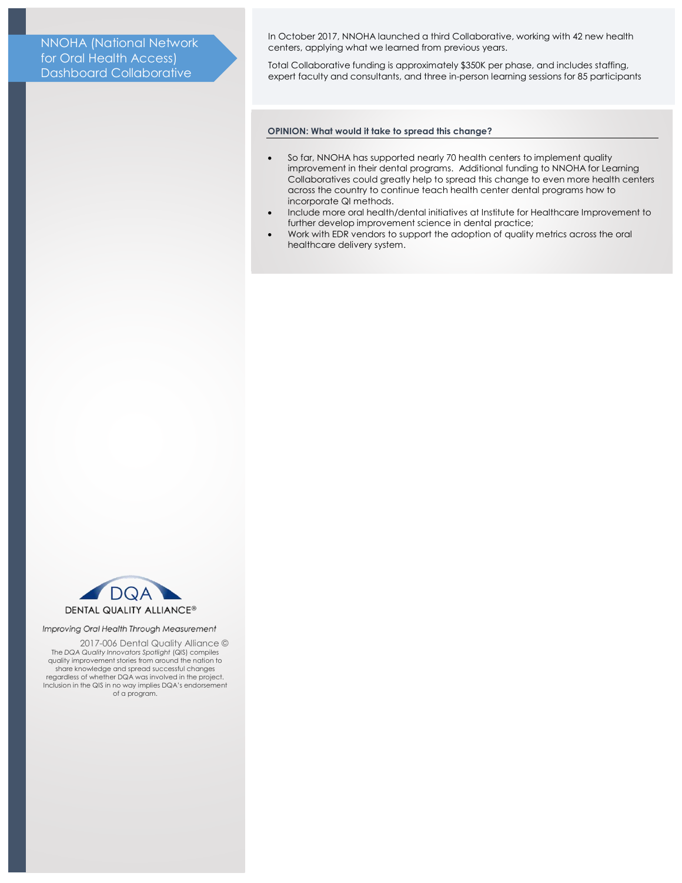NNOHA (National Network for Oral Health Access) Dashboard Collaborative

In October 2017, NNOHA launched a third Collaborative, working with 42 new health centers, applying what we learned from previous years.

Total Collaborative funding is approximately $350K per phase, and includes staffing, expert faculty and consultants, and three in-person learning sessions for 85 participants

**OPINION: What would it take to spread this change?**

- So far, NNOHA has supported nearly 70 health centers to implement quality improvement in their dental programs. Additional funding to NNOHA for Learning Collaboratives could greatly help to spread this change to even more health centers across the country to continue teach health center dental programs how to incorporate QI methods.
- Include more oral health/dental initiatives at Institute for Healthcare Improvement to further develop improvement science in dental practice;
- Work with EDR vendors to support the adoption of quality metrics across the oral healthcare delivery system.

DQA
DENTAL QUALITY ALLIANCE®

*Improving Oral Health Through Measurement*

2017-006 Dental Quality Alliance ©

The *DQA Quality Innovators Spotlight* (QIS) compiles quality improvement stories from around the nation to share knowledge and spread successful changes regardless of whether DQA was involved in the project. Inclusion in the QIS in no way implies DQA's endorsement of a program.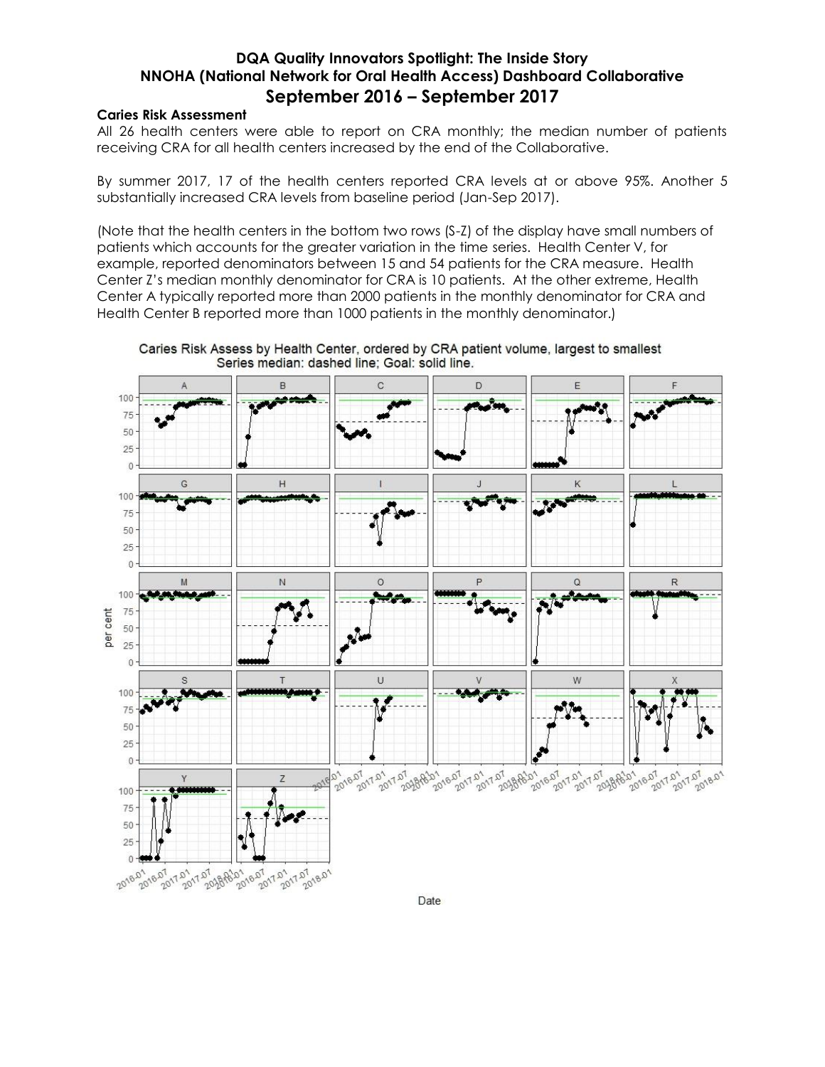**DQA Quality Innovators Spotlight: The Inside Story**
**NNOHA (National Network for Oral Health Access) Dashboard Collaborative**
## September 2016 – September 2017

**Caries Risk Assessment**

All 26 health centers were able to report on CRA monthly; the median number of patients receiving CRA for all health centers increased by the end of the Collaborative.

By summer 2017, 17 of the health centers reported CRA levels at or above 95%. Another 5 substantially increased CRA levels from baseline period (Jan-Sep 2017).

(Note that the health centers in the bottom two rows (S-Z) of the display have small numbers of patients which accounts for the greater variation in the time series. Health Center V, for example, reported denominators between 15 and 54 patients for the CRA measure. Health Center Z's median monthly denominator for CRA is 10 patients. At the other extreme, Health Center A typically reported more than 2000 patients in the monthly denominator for CRA and Health Center B reported more than 1000 patients in the monthly denominator.)

Caries Risk Assess by Health Center, ordered by CRA patient volume, largest to smallest
Series median: dashed line; Goal: solid line.

A B C D E F G H I J K L M N O P Q R S T U V W X Y Z

per cent

0 25 50 75 100

2016-01 2016-07 2017-01 2017-07 2018-01

Date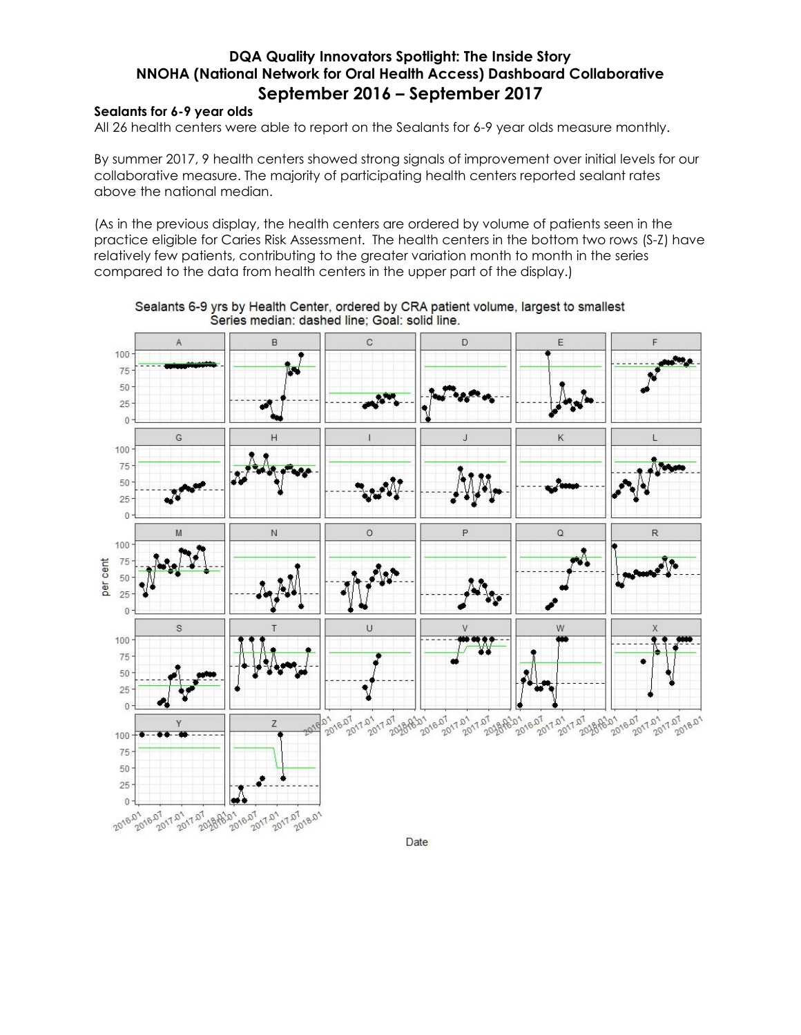**DQA Quality Innovators Spotlight: The Inside Story**
**NNOHA (National Network for Oral Health Access) Dashboard Collaborative**
**September 2016 – September 2017**

**Sealants for 6-9 year olds**

All 26 health centers were able to report on the Sealants for 6-9 year olds measure monthly.

By summer 2017, 9 health centers showed strong signals of improvement over initial levels for our collaborative measure. The majority of participating health centers reported sealant rates above the national median.

(As in the previous display, the health centers are ordered by volume of patients seen in the practice eligible for Caries Risk Assessment. The health centers in the bottom two rows (S-Z) have relatively few patients, contributing to the greater variation month to month in the series compared to the data from health centers in the upper part of the display.)

Sealants 6-9 yrs by Health Center, ordered by CRA patient volume, largest to smallest
Series median: dashed line; Goal: solid line.

A B C D E F G H I J K L M N O P Q R S T U V W X Y Z

per cent

0 25 50 75 100

2016-01 2016-07 2017-01 2017-07 2018-01

Date